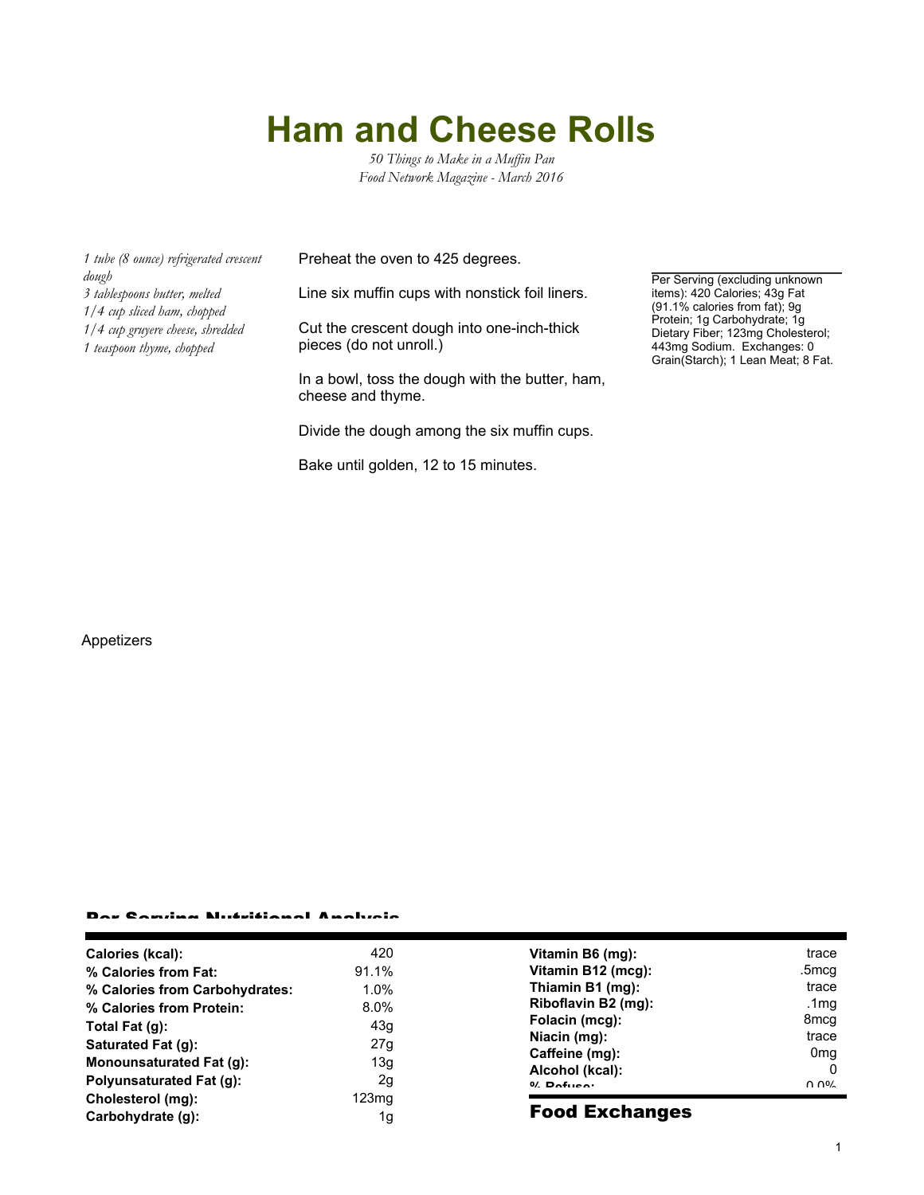# Ham and Cheese Rolls

*50 Things to Make in a Muffin Pan*
*Food Network Magazine - March 2016*

*1 tube (8 ounce) refrigerated crescent dough*
*3 tablespoons butter, melted*
*1/4 cup sliced ham, chopped*
*1/4 cup gruyere cheese, shredded*
*1 teaspoon thyme, chopped*

Preheat the oven to 425 degrees.

Line six muffin cups with nonstick foil liners.

Cut the crescent dough into one-inch-thick pieces (do not unroll.)

In a bowl, toss the dough with the butter, ham, cheese and thyme.

Divide the dough among the six muffin cups.

Bake until golden, 12 to 15 minutes.

Per Serving (excluding unknown items): 420 Calories; 43g Fat (91.1% calories from fat); 9g Protein; 1g Carbohydrate; 1g Dietary Fiber; 123mg Cholesterol; 443mg Sodium. Exchanges: 0 Grain(Starch); 1 Lean Meat; 8 Fat.

Appetizers

## Per Serving Nutritional Analysis

| | |
|---|---|
| **Calories (kcal):** | 420 |
| **% Calories from Fat:** | 91.1% |
| **% Calories from Carbohydrates:** | 1.0% |
| **% Calories from Protein:** | 8.0% |
| **Total Fat (g):** | 43g |
| **Saturated Fat (g):** | 27g |
| **Monounsaturated Fat (g):** | 13g |
| **Polyunsaturated Fat (g):** | 2g |
| **Cholesterol (mg):** | 123mg |
| **Carbohydrate (g):** | 1g |

| | |
|---|---|
| **Vitamin B6 (mg):** | trace |
| **Vitamin B12 (mcg):** | .5mcg |
| **Thiamin B1 (mg):** | trace |
| **Riboflavin B2 (mg):** | .1mg |
| **Folacin (mcg):** | 8mcg |
| **Niacin (mg):** | trace |
| **Caffeine (mg):** | 0mg |
| **Alcohol (kcal):** | 0 |
| **% Refuse:** | 0.0% |

## Food Exchanges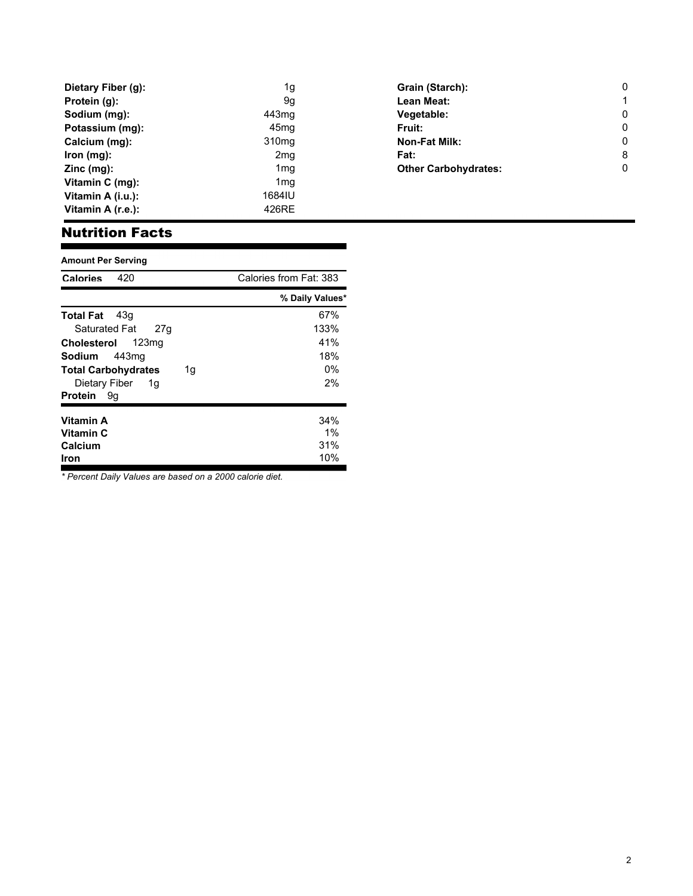| | | | |
|---|---|---|---|
| **Dietary Fiber (g):** | 1g | **Grain (Starch):** | 0 |
| **Protein (g):** | 9g | **Lean Meat:** | 1 |
| **Sodium (mg):** | 443mg | **Vegetable:** | 0 |
| **Potassium (mg):** | 45mg | **Fruit:** | 0 |
| **Calcium (mg):** | 310mg | **Non-Fat Milk:** | 0 |
| **Iron (mg):** | 2mg | **Fat:** | 8 |
| **Zinc (mg):** | 1mg | **Other Carbohydrates:** | 0 |
| **Vitamin C (mg):** | 1mg | | |
| **Vitamin A (i.u.):** | 1684IU | | |
| **Vitamin A (r.e.):** | 426RE | | |

## Nutrition Facts

**Amount Per Serving**

| | |
|---|---|
| **Calories** 420 | Calories from Fat: 383 |
| | **% Daily Values*** |
| **Total Fat** 43g | 67% |
| Saturated Fat 27g | 133% |
| **Cholesterol** 123mg | 41% |
| **Sodium** 443mg | 18% |
| **Total Carbohydrates** 1g | 0% |
| Dietary Fiber 1g | 2% |
| **Protein** 9g | |
| **Vitamin A** | 34% |
| **Vitamin C** | 1% |
| **Calcium** | 31% |
| **Iron** | 10% |

*\* Percent Daily Values are based on a 2000 calorie diet.*